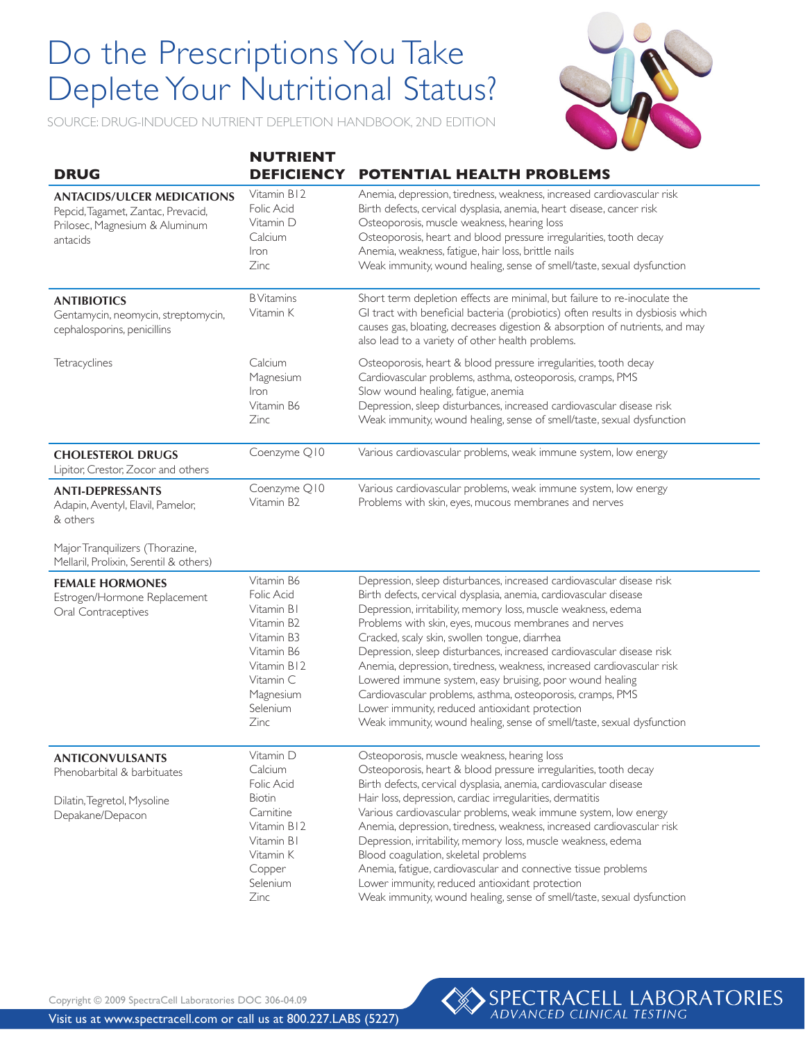# Do the Prescriptions You Take Deplete Your Nutritional Status?

SOURCE: DRUG-INDUCED NUTRIENT DEPLETION HANDBOOK, 2ND EDITION

| DRUG | NUTRIENT DEFICIENCY | POTENTIAL HEALTH PROBLEMS |
|---|---|---|
| **ANTACIDS/ULCER MEDICATIONS** Pepcid, Tagamet, Zantac, Prevacid, Prilosec, Magnesium & Aluminum antacids | Vitamin B12 | Anemia, depression, tiredness, weakness, increased cardiovascular risk |
| | Folic Acid | Birth defects, cervical dysplasia, anemia, heart disease, cancer risk |
| | Vitamin D | Osteoporosis, muscle weakness, hearing loss |
| | Calcium | Osteoporosis, heart and blood pressure irregularities, tooth decay |
| | Iron | Anemia, weakness, fatigue, hair loss, brittle nails |
| | Zinc | Weak immunity, wound healing, sense of smell/taste, sexual dysfunction |
| **ANTIBIOTICS** Gentamycin, neomycin, streptomycin, cephalosporins, penicillins | B Vitamins, Vitamin K | Short term depletion effects are minimal, but failure to re-inoculate the GI tract with beneficial bacteria (probiotics) often results in dysbiosis which causes gas, bloating, decreases digestion & absorption of nutrients, and may also lead to a variety of other health problems. |
| Tetracyclines | Calcium | Osteoporosis, heart & blood pressure irregularities, tooth decay |
| | Magnesium | Cardiovascular problems, asthma, osteoporosis, cramps, PMS |
| | Iron | Slow wound healing, fatigue, anemia |
| | Vitamin B6 | Depression, sleep disturbances, increased cardiovascular disease risk |
| | Zinc | Weak immunity, wound healing, sense of smell/taste, sexual dysfunction |
| **CHOLESTEROL DRUGS** Lipitor, Crestor, Zocor and others | Coenzyme Q10 | Various cardiovascular problems, weak immune system, low energy |
| **ANTI-DEPRESSANTS** Adapin, Aventyl, Elavil, Pamelor, & others; Major Tranquilizers (Thorazine, Mellaril, Prolixin, Serentil & others) | Coenzyme Q10 | Various cardiovascular problems, weak immune system, low energy |
| | Vitamin B2 | Problems with skin, eyes, mucous membranes and nerves |
| **FEMALE HORMONES** Estrogen/Hormone Replacement, Oral Contraceptives | Vitamin B6 | Depression, sleep disturbances, increased cardiovascular disease risk |
| | Folic Acid | Birth defects, cervical dysplasia, anemia, cardiovascular disease |
| | Vitamin B1 | Depression, irritability, memory loss, muscle weakness, edema |
| | Vitamin B2 | Problems with skin, eyes, mucous membranes and nerves |
| | Vitamin B3 | Cracked, scaly skin, swollen tongue, diarrhea |
| | Vitamin B6 | Depression, sleep disturbances, increased cardiovascular disease risk |
| | Vitamin B12 | Anemia, depression, tiredness, weakness, increased cardiovascular risk |
| | Vitamin C | Lowered immune system, easy bruising, poor wound healing |
| | Magnesium | Cardiovascular problems, asthma, osteoporosis, cramps, PMS |
| | Selenium | Lower immunity, reduced antioxidant protection |
| | Zinc | Weak immunity, wound healing, sense of smell/taste, sexual dysfunction |
| **ANTICONVULSANTS** Phenobarbital & barbituates; Dilatin, Tegretol, Mysoline; Depakane/Depacon | Vitamin D | Osteoporosis, muscle weakness, hearing loss |
| | Calcium | Osteoporosis, heart & blood pressure irregularities, tooth decay |
| | Folic Acid | Birth defects, cervical dysplasia, anemia, cardiovascular disease |
| | Biotin | Hair loss, depression, cardiac irregularities, dermatitis |
| | Carnitine | Various cardiovascular problems, weak immune system, low energy |
| | Vitamin B12 | Anemia, depression, tiredness, weakness, increased cardiovascular risk |
| | Vitamin B1 | Depression, irritability, memory loss, muscle weakness, edema |
| | Vitamin K | Blood coagulation, skeletal problems |
| | Copper | Anemia, fatigue, cardiovascular and connective tissue problems |
| | Selenium | Lower immunity, reduced antioxidant protection |
| | Zinc | Weak immunity, wound healing, sense of smell/taste, sexual dysfunction |

Copyright © 2009 SpectraCell Laboratories DOC 306-04.09

Visit us at www.spectracell.com or call us at 800.227.LABS (5227)

SPECTRACELL LABORATORIES
ADVANCED CLINICAL TESTING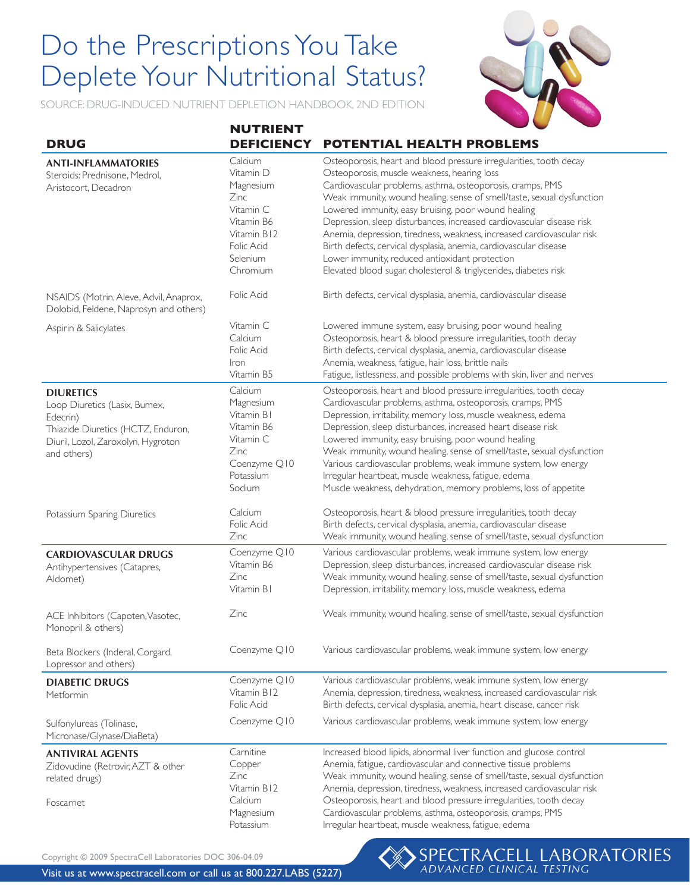# Do the Prescriptions You Take Deplete Your Nutritional Status?

SOURCE: DRUG-INDUCED NUTRIENT DEPLETION HANDBOOK, 2ND EDITION

| DRUG | NUTRIENT DEFICIENCY | POTENTIAL HEALTH PROBLEMS |
|---|---|---|
| **ANTI-INFLAMMATORIES** Steroids: Prednisone, Medrol, Aristocort, Decadron | Calcium | Osteoporosis, heart and blood pressure irregularities, tooth decay |
| | Vitamin D | Osteoporosis, muscle weakness, hearing loss |
| | Magnesium | Cardiovascular problems, asthma, osteoporosis, cramps, PMS |
| | Zinc | Weak immunity, wound healing, sense of smell/taste, sexual dysfunction |
| | Vitamin C | Lowered immunity, easy bruising, poor wound healing |
| | Vitamin B6 | Depression, sleep disturbances, increased cardiovascular disease risk |
| | Vitamin B12 | Anemia, depression, tiredness, weakness, increased cardiovascular risk |
| | Folic Acid | Birth defects, cervical dysplasia, anemia, cardiovascular disease |
| | Selenium | Lower immunity, reduced antioxidant protection |
| | Chromium | Elevated blood sugar, cholesterol & triglycerides, diabetes risk |
| NSAIDS (Motrin, Aleve, Advil, Anaprox, Dolobid, Feldene, Naprosyn and others) | Folic Acid | Birth defects, cervical dysplasia, anemia, cardiovascular disease |
| Aspirin & Salicylates | Vitamin C | Lowered immune system, easy bruising, poor wound healing |
| | Calcium | Osteoporosis, heart & blood pressure irregularities, tooth decay |
| | Folic Acid | Birth defects, cervical dysplasia, anemia, cardiovascular disease |
| | Iron | Anemia, weakness, fatigue, hair loss, brittle nails |
| | Vitamin B5 | Fatigue, listlessness, and possible problems with skin, liver and nerves |
| **DIURETICS** Loop Diuretics (Lasix, Bumex, Edecrin) Thiazide Diuretics (HCTZ, Enduron, Diuril, Lozol, Zaroxolyn, Hygroton and others) | Calcium | Osteoporosis, heart and blood pressure irregularities, tooth decay |
| | Magnesium | Cardiovascular problems, asthma, osteoporosis, cramps, PMS |
| | Vitamin B1 | Depression, irritability, memory loss, muscle weakness, edema |
| | Vitamin B6 | Depression, sleep disturbances, increased heart disease risk |
| | Vitamin C | Lowered immunity, easy bruising, poor wound healing |
| | Zinc | Weak immunity, wound healing, sense of smell/taste, sexual dysfunction |
| | Coenzyme Q10 | Various cardiovascular problems, weak immune system, low energy |
| | Potassium | Irregular heartbeat, muscle weakness, fatigue, edema |
| | Sodium | Muscle weakness, dehydration, memory problems, loss of appetite |
| Potassium Sparing Diuretics | Calcium | Osteoporosis, heart & blood pressure irregularities, tooth decay |
| | Folic Acid | Birth defects, cervical dysplasia, anemia, cardiovascular disease |
| | Zinc | Weak immunity, wound healing, sense of smell/taste, sexual dysfunction |
| **CARDIOVASCULAR DRUGS** Antihypertensives (Catapres, Aldomet) | Coenzyme Q10 | Various cardiovascular problems, weak immune system, low energy |
| | Vitamin B6 | Depression, sleep disturbances, increased cardiovascular disease risk |
| | Zinc | Weak immunity, wound healing, sense of smell/taste, sexual dysfunction |
| | Vitamin B1 | Depression, irritability, memory loss, muscle weakness, edema |
| ACE Inhibitors (Capoten, Vasotec, Monopril & others) | Zinc | Weak immunity, wound healing, sense of smell/taste, sexual dysfunction |
| Beta Blockers (Inderal, Corgard, Lopressor and others) | Coenzyme Q10 | Various cardiovascular problems, weak immune system, low energy |
| **DIABETIC DRUGS** Metformin | Coenzyme Q10 | Various cardiovascular problems, weak immune system, low energy |
| | Vitamin B12 | Anemia, depression, tiredness, weakness, increased cardiovascular risk |
| | Folic Acid | Birth defects, cervical dysplasia, anemia, heart disease, cancer risk |
| Sulfonylureas (Tolinase, Micronase/Glynase/DiaBeta) | Coenzyme Q10 | Various cardiovascular problems, weak immune system, low energy |
| **ANTIVIRAL AGENTS** Zidovudine (Retrovir, AZT & other related drugs) | Carnitine | Increased blood lipids, abnormal liver function and glucose control |
| | Copper | Anemia, fatigue, cardiovascular and connective tissue problems |
| | Zinc | Weak immunity, wound healing, sense of smell/taste, sexual dysfunction |
| | Vitamin B12 | Anemia, depression, tiredness, weakness, increased cardiovascular risk |
| Foscarnet | Calcium | Osteoporosis, heart and blood pressure irregularities, tooth decay |
| | Magnesium | Cardiovascular problems, asthma, osteoporosis, cramps, PMS |
| | Potassium | Irregular heartbeat, muscle weakness, fatigue, edema |

Copyright © 2009 SpectraCell Laboratories DOC 306-04.09

Visit us at www.spectracell.com or call us at 800.227.LABS (5227)

SPECTRACELL LABORATORIES
*ADVANCED CLINICAL TESTING*